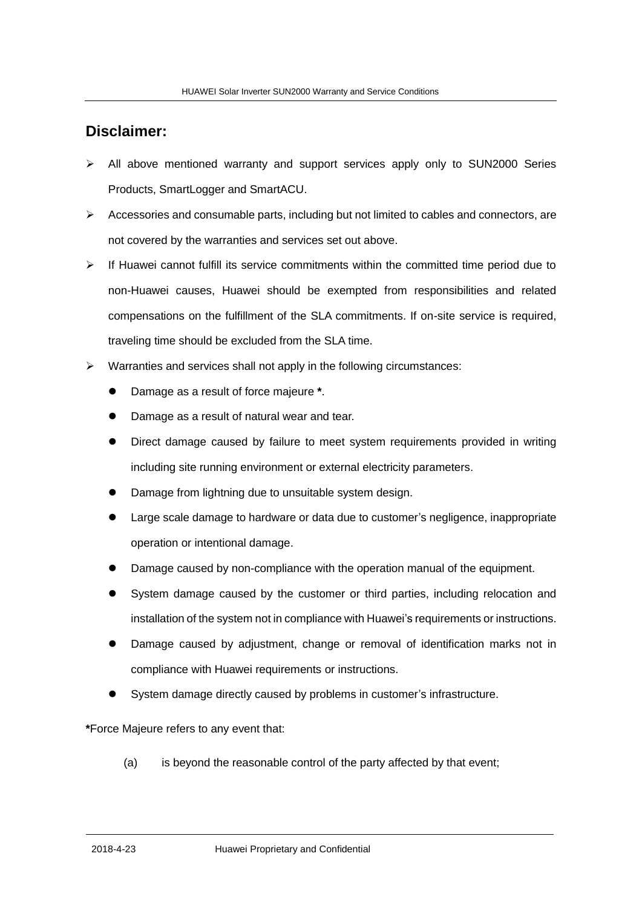## Disclaimer:

- All above mentioned warranty and support services apply only to SUN2000 Series Products, SmartLogger and SmartACU.
- Accessories and consumable parts, including but not limited to cables and connectors, are not covered by the warranties and services set out above.
- If Huawei cannot fulfill its service commitments within the committed time period due to non-Huawei causes, Huawei should be exempted from responsibilities and related compensations on the fulfillment of the SLA commitments. If on-site service is required, traveling time should be excluded from the SLA time.
- Warranties and services shall not apply in the following circumstances:
  - Damage as a result of force majeure **\***.
  - Damage as a result of natural wear and tear.
  - Direct damage caused by failure to meet system requirements provided in writing including site running environment or external electricity parameters.
  - Damage from lightning due to unsuitable system design.
  - Large scale damage to hardware or data due to customer's negligence, inappropriate operation or intentional damage.
  - Damage caused by non-compliance with the operation manual of the equipment.
  - System damage caused by the customer or third parties, including relocation and installation of the system not in compliance with Huawei's requirements or instructions.
  - Damage caused by adjustment, change or removal of identification marks not in compliance with Huawei requirements or instructions.
  - System damage directly caused by problems in customer's infrastructure.

**\***Force Majeure refers to any event that:

(a) is beyond the reasonable control of the party affected by that event;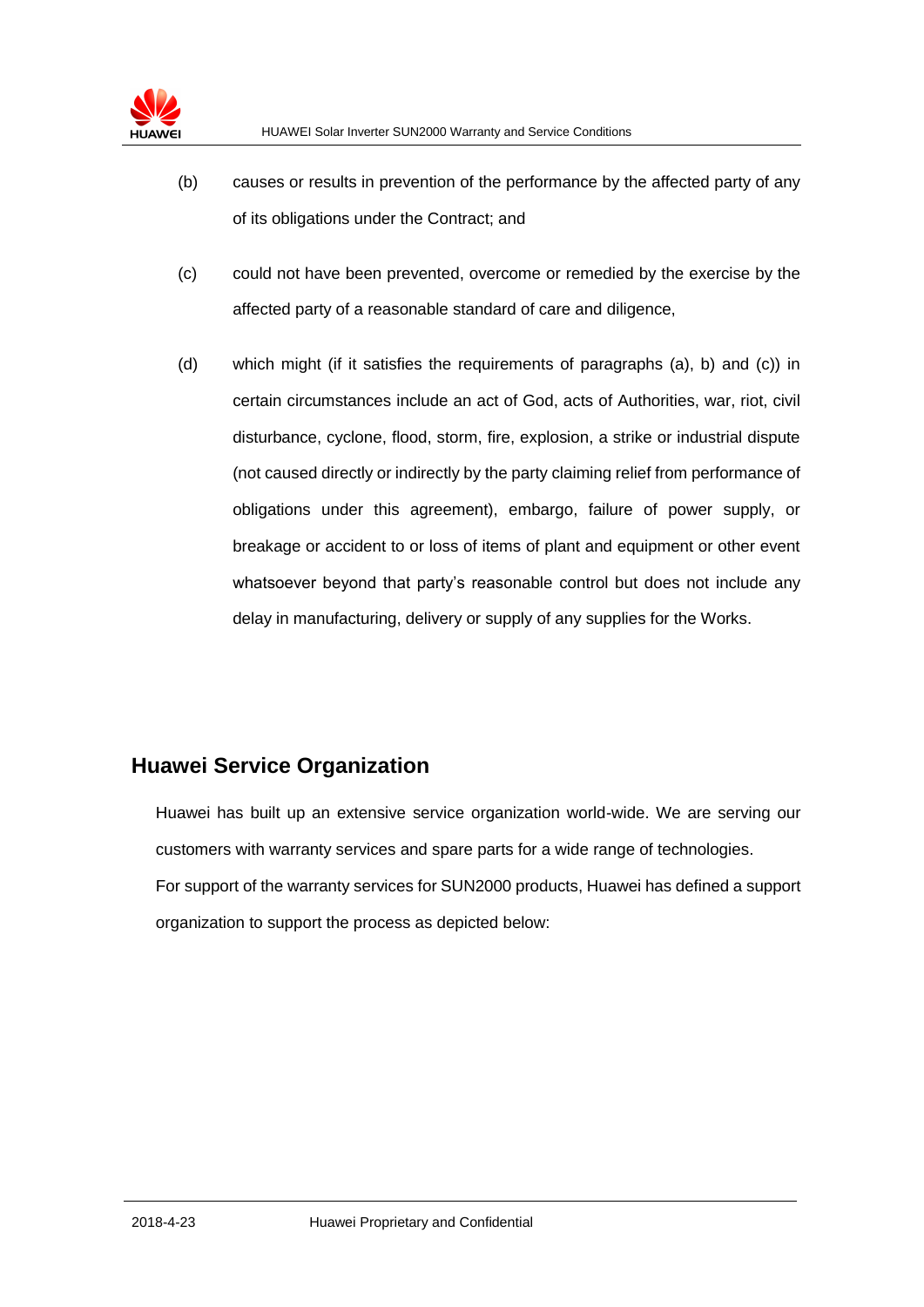(b) causes or results in prevention of the performance by the affected party of any of its obligations under the Contract; and

(c) could not have been prevented, overcome or remedied by the exercise by the affected party of a reasonable standard of care and diligence,

(d) which might (if it satisfies the requirements of paragraphs (a), b) and (c)) in certain circumstances include an act of God, acts of Authorities, war, riot, civil disturbance, cyclone, flood, storm, fire, explosion, a strike or industrial dispute (not caused directly or indirectly by the party claiming relief from performance of obligations under this agreement), embargo, failure of power supply, or breakage or accident to or loss of items of plant and equipment or other event whatsoever beyond that party's reasonable control but does not include any delay in manufacturing, delivery or supply of any supplies for the Works.

## Huawei Service Organization

Huawei has built up an extensive service organization world-wide. We are serving our customers with warranty services and spare parts for a wide range of technologies.

For support of the warranty services for SUN2000 products, Huawei has defined a support organization to support the process as depicted below: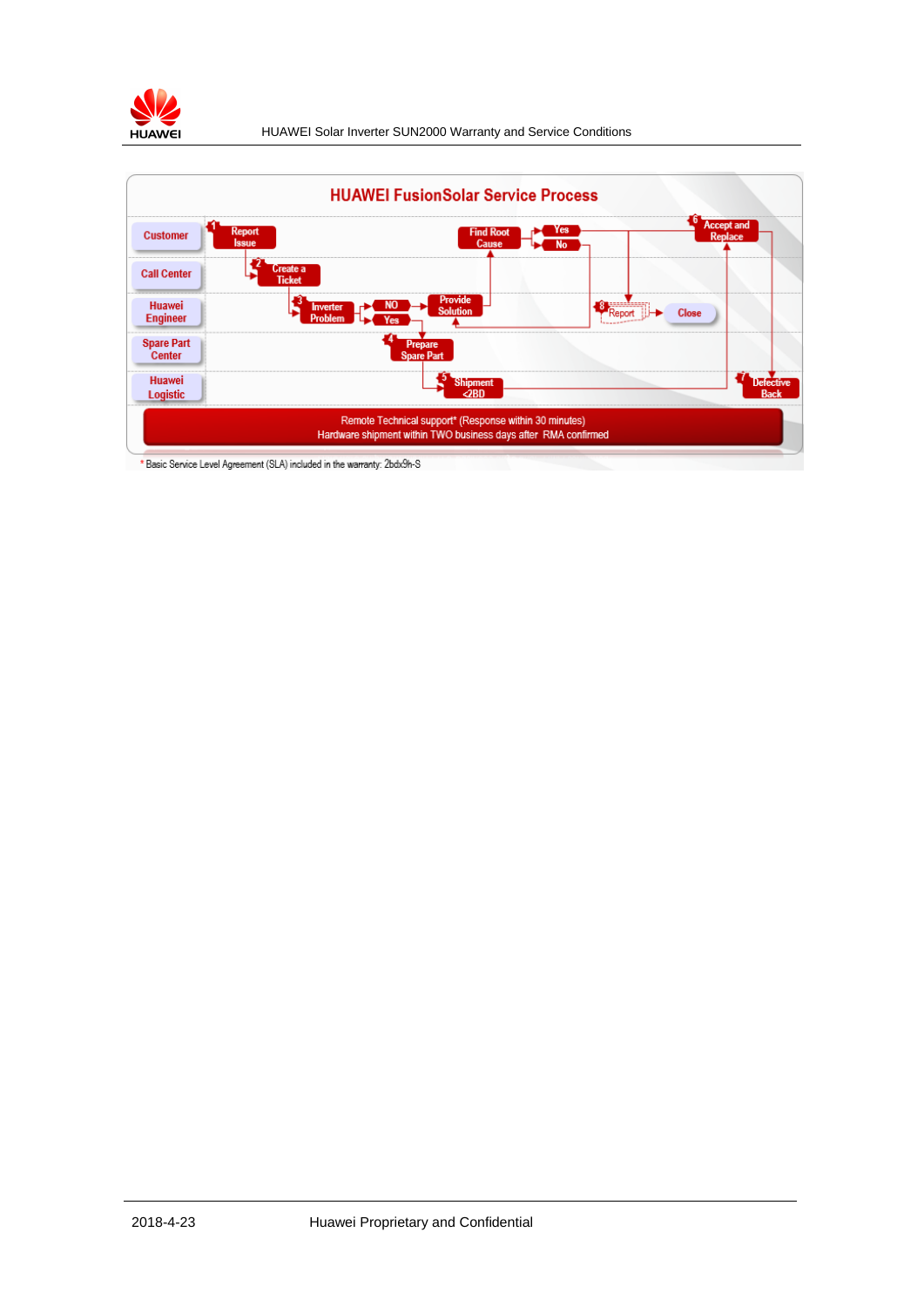## HUAWEI FusionSolar Service Process

Customer

Call Center

Huawei Engineer

Spare Part Center

Huawei Logistic

1 Report Issue

2 Create a Ticket

3 Inverter Problem

NO

Yes

Provide Solution

Find Root Cause

Yes

No

4 Prepare Spare Part

5 Shipment <2BD

6 Accept and Replace

7 Defective Back

8 Report

Close

Remote Technical support* (Response within 30 minutes)
Hardware shipment within TWO business days after RMA confirmed

* Basic Service Level Agreement (SLA) included in the warranty: 2bdx9h-S